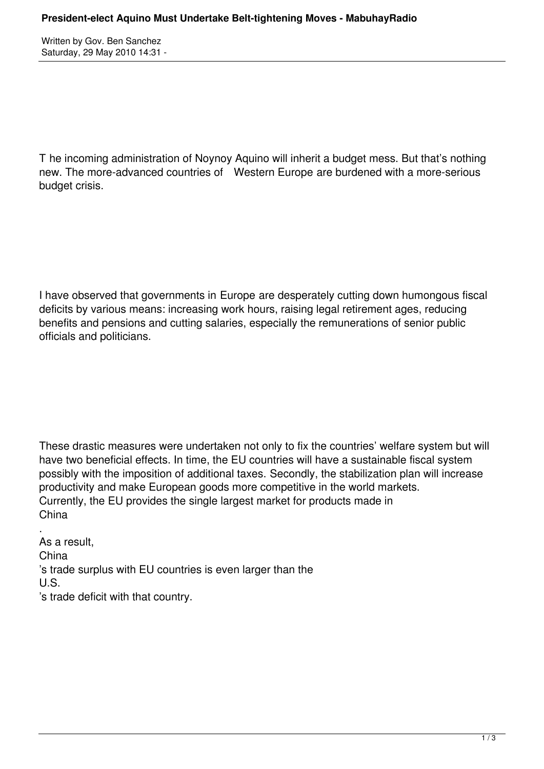# President-elect Aquino Must Undertake Belt-tightening Moves - MabuhayRadio

Written by Gov. Ben Sanchez
Saturday, 29 May 2010 14:31 -

T he incoming administration of Noynoy Aquino will inherit a budget mess. But that's nothing new. The more-advanced countries of Western Europe are burdened with a more-serious budget crisis.

I have observed that governments in Europe are desperately cutting down humongous fiscal deficits by various means: increasing work hours, raising legal retirement ages, reducing benefits and pensions and cutting salaries, especially the remunerations of senior public officials and politicians.

These drastic measures were undertaken not only to fix the countries' welfare system but will have two beneficial effects. In time, the EU countries will have a sustainable fiscal system possibly with the imposition of additional taxes. Secondly, the stabilization plan will increase productivity and make European goods more competitive in the world markets. Currently, the EU provides the single largest market for products made in China.

As a result, China's trade surplus with EU countries is even larger than the U.S.'s trade deficit with that country.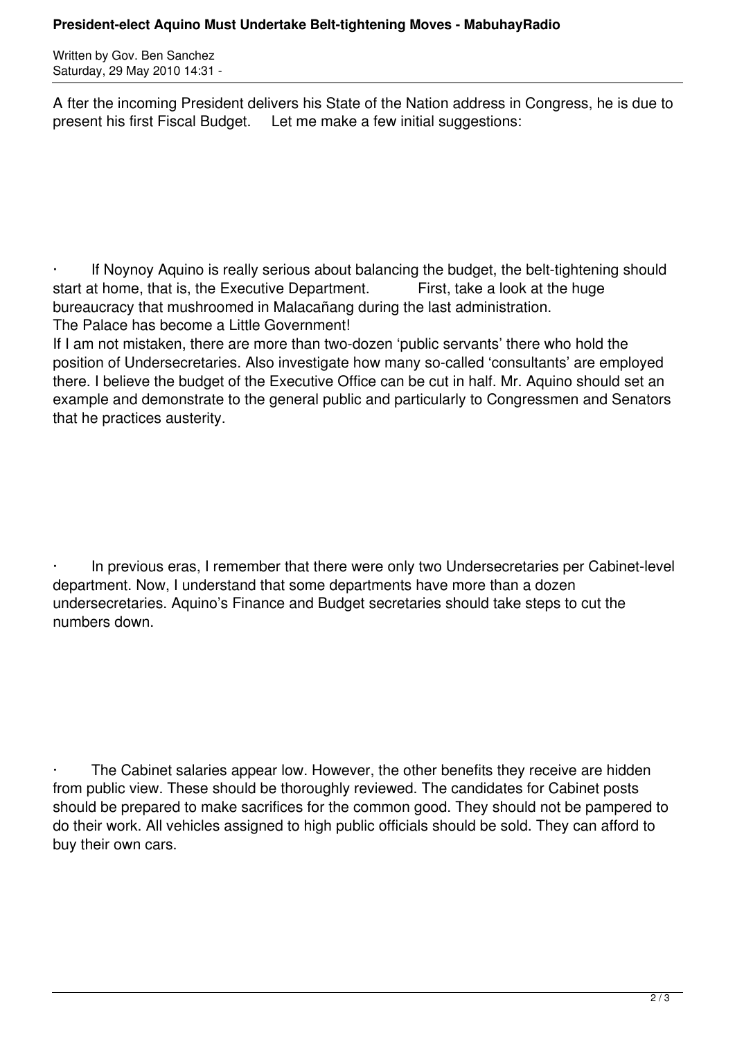After the incoming President delivers his State of the Nation address in Congress, he is due to present his first Fiscal Budget. Let me make a few initial suggestions:

· If Noynoy Aquino is really serious about balancing the budget, the belt-tightening should start at home, that is, the Executive Department. First, take a look at the huge bureaucracy that mushroomed in Malacañang during the last administration.
The Palace has become a Little Government!
If I am not mistaken, there are more than two-dozen 'public servants' there who hold the position of Undersecretaries. Also investigate how many so-called 'consultants' are employed there. I believe the budget of the Executive Office can be cut in half. Mr. Aquino should set an example and demonstrate to the general public and particularly to Congressmen and Senators that he practices austerity.

· In previous eras, I remember that there were only two Undersecretaries per Cabinet-level department. Now, I understand that some departments have more than a dozen undersecretaries. Aquino's Finance and Budget secretaries should take steps to cut the numbers down.

· The Cabinet salaries appear low. However, the other benefits they receive are hidden from public view. These should be thoroughly reviewed. The candidates for Cabinet posts should be prepared to make sacrifices for the common good. They should not be pampered to do their work. All vehicles assigned to high public officials should be sold. They can afford to buy their own cars.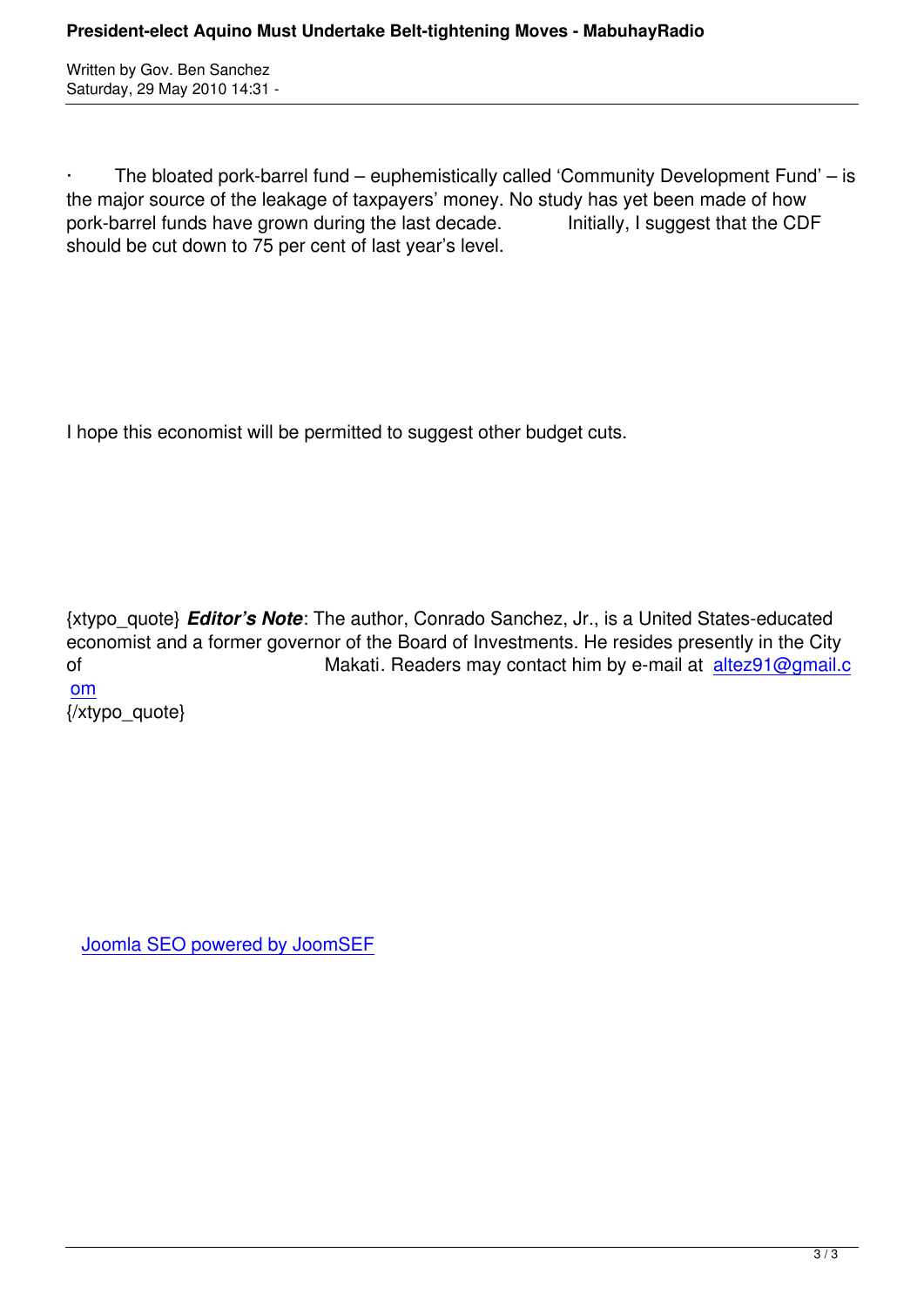- The bloated pork-barrel fund – euphemistically called 'Community Development Fund' – is the major source of the leakage of taxpayers' money. No study has yet been made of how pork-barrel funds have grown during the last decade. Initially, I suggest that the CDF should be cut down to 75 per cent of last year's level.

I hope this economist will be permitted to suggest other budget cuts.

{xtypo_quote} ***Editor's Note***: The author, Conrado Sanchez, Jr., is a United States-educated economist and a former governor of the Board of Investments. He resides presently in the City of Makati. Readers may contact him by e-mail at altez91@gmail.com
{/xtypo_quote}

Joomla SEO powered by JoomSEF